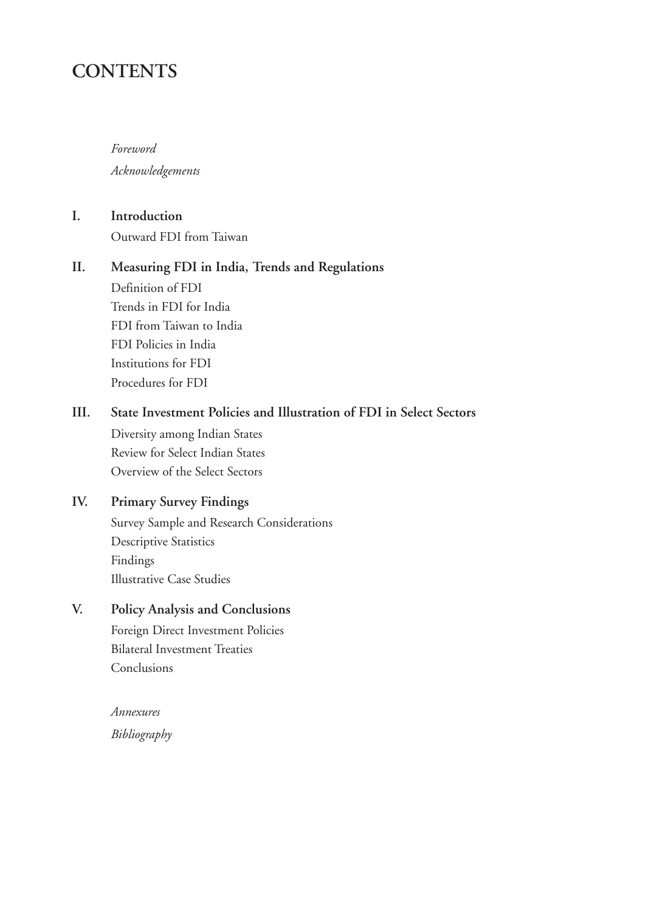# CONTENTS

*Foreword*

*Acknowledgements*

**I. Introduction**

Outward FDI from Taiwan

**II. Measuring FDI in India, Trends and Regulations**

Definition of FDI

Trends in FDI for India

FDI from Taiwan to India

FDI Policies in India

Institutions for FDI

Procedures for FDI

**III. State Investment Policies and Illustration of FDI in Select Sectors**

Diversity among Indian States

Review for Select Indian States

Overview of the Select Sectors

**IV. Primary Survey Findings**

Survey Sample and Research Considerations

Descriptive Statistics

Findings

Illustrative Case Studies

**V. Policy Analysis and Conclusions**

Foreign Direct Investment Policies

Bilateral Investment Treaties

Conclusions

*Annexures*

*Bibliography*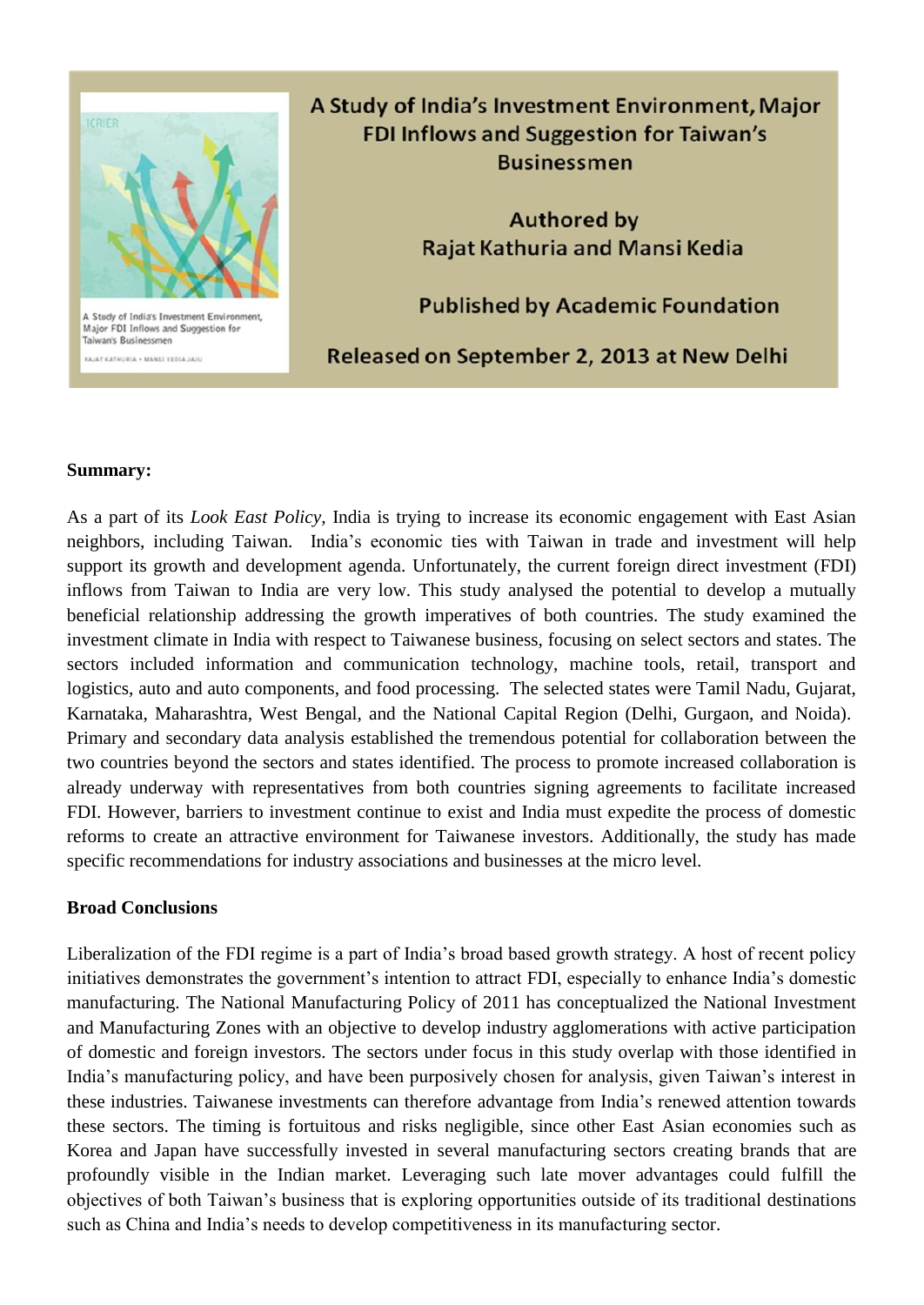A Study of India's Investment Environment, Major FDI Inflows and Suggestion for Taiwan's Businessmen

Authored by
Rajat Kathuria and Mansi Kedia

Published by Academic Foundation

Released on September 2, 2013 at New Delhi

**Summary:**

As a part of its *Look East Policy,* India is trying to increase its economic engagement with East Asian neighbors, including Taiwan. India's economic ties with Taiwan in trade and investment will help support its growth and development agenda. Unfortunately, the current foreign direct investment (FDI) inflows from Taiwan to India are very low. This study analysed the potential to develop a mutually beneficial relationship addressing the growth imperatives of both countries. The study examined the investment climate in India with respect to Taiwanese business, focusing on select sectors and states. The sectors included information and communication technology, machine tools, retail, transport and logistics, auto and auto components, and food processing. The selected states were Tamil Nadu, Gujarat, Karnataka, Maharashtra, West Bengal, and the National Capital Region (Delhi, Gurgaon, and Noida). Primary and secondary data analysis established the tremendous potential for collaboration between the two countries beyond the sectors and states identified. The process to promote increased collaboration is already underway with representatives from both countries signing agreements to facilitate increased FDI. However, barriers to investment continue to exist and India must expedite the process of domestic reforms to create an attractive environment for Taiwanese investors. Additionally, the study has made specific recommendations for industry associations and businesses at the micro level.

**Broad Conclusions**

Liberalization of the FDI regime is a part of India's broad based growth strategy. A host of recent policy initiatives demonstrates the government's intention to attract FDI, especially to enhance India's domestic manufacturing. The National Manufacturing Policy of 2011 has conceptualized the National Investment and Manufacturing Zones with an objective to develop industry agglomerations with active participation of domestic and foreign investors. The sectors under focus in this study overlap with those identified in India's manufacturing policy, and have been purposively chosen for analysis, given Taiwan's interest in these industries. Taiwanese investments can therefore advantage from India's renewed attention towards these sectors. The timing is fortuitous and risks negligible, since other East Asian economies such as Korea and Japan have successfully invested in several manufacturing sectors creating brands that are profoundly visible in the Indian market. Leveraging such late mover advantages could fulfill the objectives of both Taiwan's business that is exploring opportunities outside of its traditional destinations such as China and India's needs to develop competitiveness in its manufacturing sector.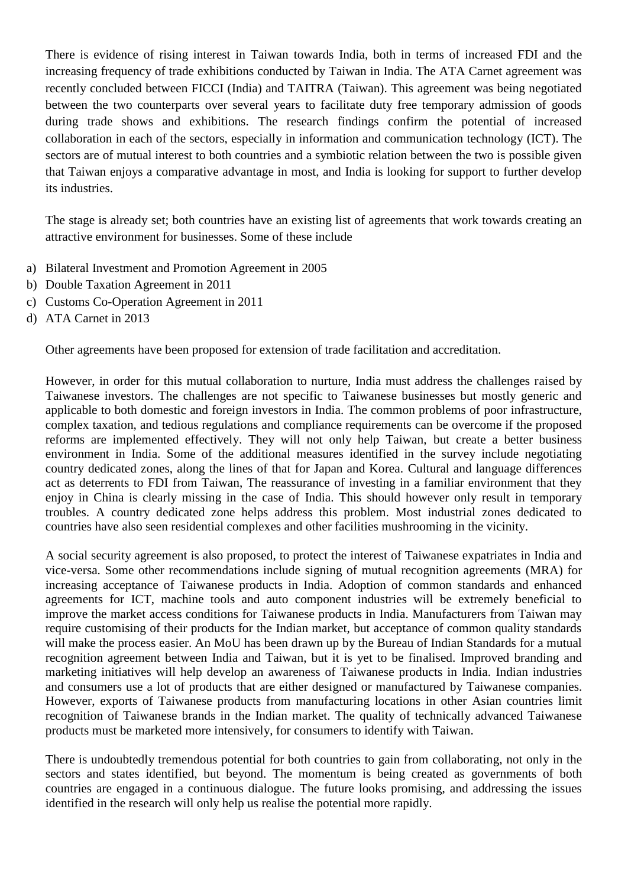There is evidence of rising interest in Taiwan towards India, both in terms of increased FDI and the increasing frequency of trade exhibitions conducted by Taiwan in India. The ATA Carnet agreement was recently concluded between FICCI (India) and TAITRA (Taiwan). This agreement was being negotiated between the two counterparts over several years to facilitate duty free temporary admission of goods during trade shows and exhibitions. The research findings confirm the potential of increased collaboration in each of the sectors, especially in information and communication technology (ICT). The sectors are of mutual interest to both countries and a symbiotic relation between the two is possible given that Taiwan enjoys a comparative advantage in most, and India is looking for support to further develop its industries.

The stage is already set; both countries have an existing list of agreements that work towards creating an attractive environment for businesses. Some of these include

a) Bilateral Investment and Promotion Agreement in 2005
b) Double Taxation Agreement in 2011
c) Customs Co-Operation Agreement in 2011
d) ATA Carnet in 2013

Other agreements have been proposed for extension of trade facilitation and accreditation.

However, in order for this mutual collaboration to nurture, India must address the challenges raised by Taiwanese investors. The challenges are not specific to Taiwanese businesses but mostly generic and applicable to both domestic and foreign investors in India. The common problems of poor infrastructure, complex taxation, and tedious regulations and compliance requirements can be overcome if the proposed reforms are implemented effectively. They will not only help Taiwan, but create a better business environment in India. Some of the additional measures identified in the survey include negotiating country dedicated zones, along the lines of that for Japan and Korea. Cultural and language differences act as deterrents to FDI from Taiwan, The reassurance of investing in a familiar environment that they enjoy in China is clearly missing in the case of India. This should however only result in temporary troubles. A country dedicated zone helps address this problem. Most industrial zones dedicated to countries have also seen residential complexes and other facilities mushrooming in the vicinity.

A social security agreement is also proposed, to protect the interest of Taiwanese expatriates in India and vice-versa. Some other recommendations include signing of mutual recognition agreements (MRA) for increasing acceptance of Taiwanese products in India. Adoption of common standards and enhanced agreements for ICT, machine tools and auto component industries will be extremely beneficial to improve the market access conditions for Taiwanese products in India. Manufacturers from Taiwan may require customising of their products for the Indian market, but acceptance of common quality standards will make the process easier. An MoU has been drawn up by the Bureau of Indian Standards for a mutual recognition agreement between India and Taiwan, but it is yet to be finalised. Improved branding and marketing initiatives will help develop an awareness of Taiwanese products in India. Indian industries and consumers use a lot of products that are either designed or manufactured by Taiwanese companies. However, exports of Taiwanese products from manufacturing locations in other Asian countries limit recognition of Taiwanese brands in the Indian market. The quality of technically advanced Taiwanese products must be marketed more intensively, for consumers to identify with Taiwan.

There is undoubtedly tremendous potential for both countries to gain from collaborating, not only in the sectors and states identified, but beyond. The momentum is being created as governments of both countries are engaged in a continuous dialogue. The future looks promising, and addressing the issues identified in the research will only help us realise the potential more rapidly.